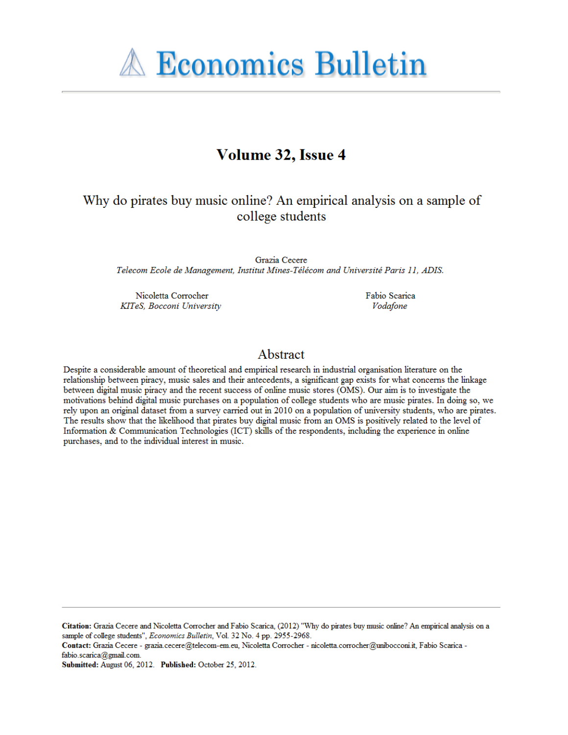# Economics Bulletin

## Volume 32, Issue 4

# Why do pirates buy music online? An empirical analysis on a sample of college students

Grazia Cecere
*Telecom Ecole de Management, Institut Mines-Télécom and Université Paris 11, ADIS.*

Nicoletta Corrocher
*KITeS, Bocconi University*

Fabio Scarica
*Vodafone*

## Abstract

Despite a considerable amount of theoretical and empirical research in industrial organisation literature on the relationship between piracy, music sales and their antecedents, a significant gap exists for what concerns the linkage between digital music piracy and the recent success of online music stores (OMS). Our aim is to investigate the motivations behind digital music purchases on a population of college students who are music pirates. In doing so, we rely upon an original dataset from a survey carried out in 2010 on a population of university students, who are pirates. The results show that the likelihood that pirates buy digital music from an OMS is positively related to the level of Information & Communication Technologies (ICT) skills of the respondents, including the experience in online purchases, and to the individual interest in music.

---

**Citation:** Grazia Cecere and Nicoletta Corrocher and Fabio Scarica, (2012) "Why do pirates buy music online? An empirical analysis on a sample of college students", *Economics Bulletin*, Vol. 32 No. 4 pp. 2955-2968.
**Contact:** Grazia Cecere - grazia.cecere@telecom-em.eu, Nicoletta Corrocher - nicoletta.corrocher@unibocconi.it, Fabio Scarica - fabio.scarica@gmail.com.
**Submitted:** August 06, 2012. **Published:** October 25, 2012.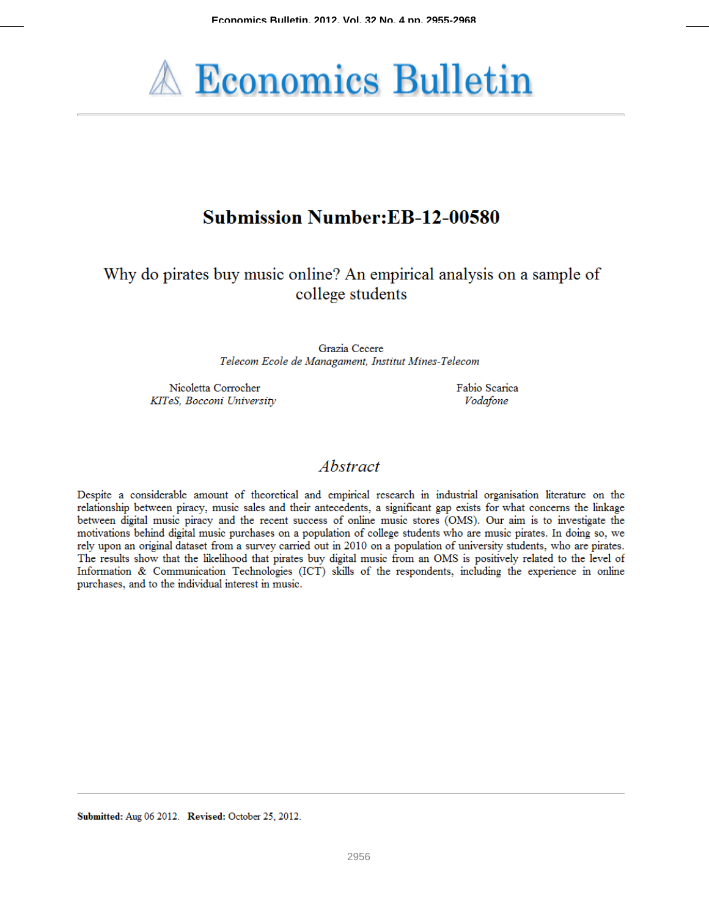# Submission Number:EB-12-00580

## Why do pirates buy music online? An empirical analysis on a sample of college students

Grazia Cecere
*Telecom Ecole de Managament, Institut Mines-Telecom*

Nicoletta Corrocher
*KITeS, Bocconi University*

Fabio Scarica
*Vodafone*

## *Abstract*

Despite a considerable amount of theoretical and empirical research in industrial organisation literature on the relationship between piracy, music sales and their antecedents, a significant gap exists for what concerns the linkage between digital music piracy and the recent success of online music stores (OMS). Our aim is to investigate the motivations behind digital music purchases on a population of college students who are music pirates. In doing so, we rely upon an original dataset from a survey carried out in 2010 on a population of university students, who are pirates. The results show that the likelihood that pirates buy digital music from an OMS is positively related to the level of Information & Communication Technologies (ICT) skills of the respondents, including the experience in online purchases, and to the individual interest in music.

**Submitted:** Aug 06 2012. **Revised:** October 25, 2012.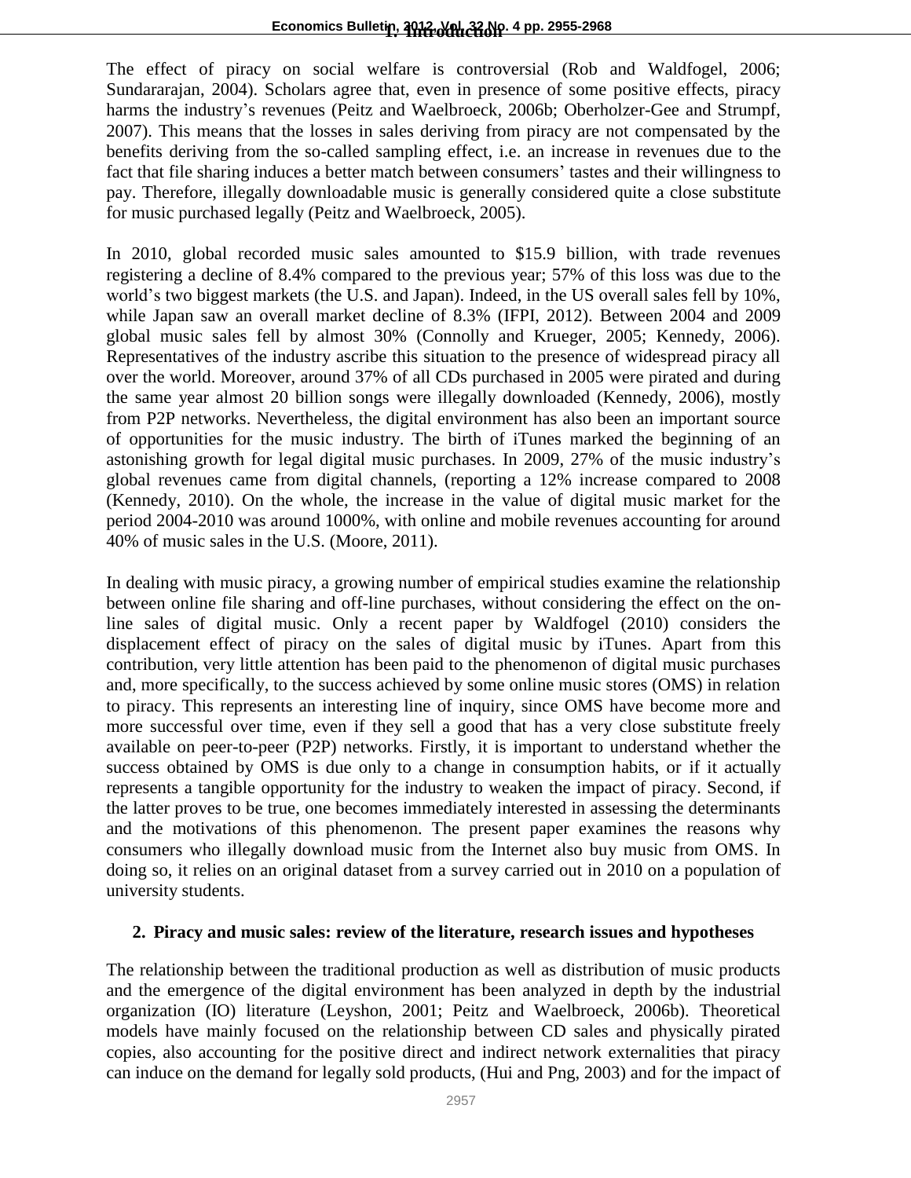## 1. Introduction

The effect of piracy on social welfare is controversial (Rob and Waldfogel, 2006; Sundararajan, 2004). Scholars agree that, even in presence of some positive effects, piracy harms the industry's revenues (Peitz and Waelbroeck, 2006b; Oberholzer-Gee and Strumpf, 2007). This means that the losses in sales deriving from piracy are not compensated by the benefits deriving from the so-called sampling effect, i.e. an increase in revenues due to the fact that file sharing induces a better match between consumers' tastes and their willingness to pay. Therefore, illegally downloadable music is generally considered quite a close substitute for music purchased legally (Peitz and Waelbroeck, 2005).

In 2010, global recorded music sales amounted to $15.9 billion, with trade revenues registering a decline of 8.4% compared to the previous year; 57% of this loss was due to the world's two biggest markets (the U.S. and Japan). Indeed, in the US overall sales fell by 10%, while Japan saw an overall market decline of 8.3% (IFPI, 2012). Between 2004 and 2009 global music sales fell by almost 30% (Connolly and Krueger, 2005; Kennedy, 2006). Representatives of the industry ascribe this situation to the presence of widespread piracy all over the world. Moreover, around 37% of all CDs purchased in 2005 were pirated and during the same year almost 20 billion songs were illegally downloaded (Kennedy, 2006), mostly from P2P networks. Nevertheless, the digital environment has also been an important source of opportunities for the music industry. The birth of iTunes marked the beginning of an astonishing growth for legal digital music purchases. In 2009, 27% of the music industry's global revenues came from digital channels, (reporting a 12% increase compared to 2008 (Kennedy, 2010). On the whole, the increase in the value of digital music market for the period 2004-2010 was around 1000%, with online and mobile revenues accounting for around 40% of music sales in the U.S. (Moore, 2011).

In dealing with music piracy, a growing number of empirical studies examine the relationship between online file sharing and off-line purchases, without considering the effect on the on-line sales of digital music. Only a recent paper by Waldfogel (2010) considers the displacement effect of piracy on the sales of digital music by iTunes. Apart from this contribution, very little attention has been paid to the phenomenon of digital music purchases and, more specifically, to the success achieved by some online music stores (OMS) in relation to piracy. This represents an interesting line of inquiry, since OMS have become more and more successful over time, even if they sell a good that has a very close substitute freely available on peer-to-peer (P2P) networks. Firstly, it is important to understand whether the success obtained by OMS is due only to a change in consumption habits, or if it actually represents a tangible opportunity for the industry to weaken the impact of piracy. Second, if the latter proves to be true, one becomes immediately interested in assessing the determinants and the motivations of this phenomenon. The present paper examines the reasons why consumers who illegally download music from the Internet also buy music from OMS. In doing so, it relies on an original dataset from a survey carried out in 2010 on a population of university students.

## 2. Piracy and music sales: review of the literature, research issues and hypotheses

The relationship between the traditional production as well as distribution of music products and the emergence of the digital environment has been analyzed in depth by the industrial organization (IO) literature (Leyshon, 2001; Peitz and Waelbroeck, 2006b). Theoretical models have mainly focused on the relationship between CD sales and physically pirated copies, also accounting for the positive direct and indirect network externalities that piracy can induce on the demand for legally sold products, (Hui and Png, 2003) and for the impact of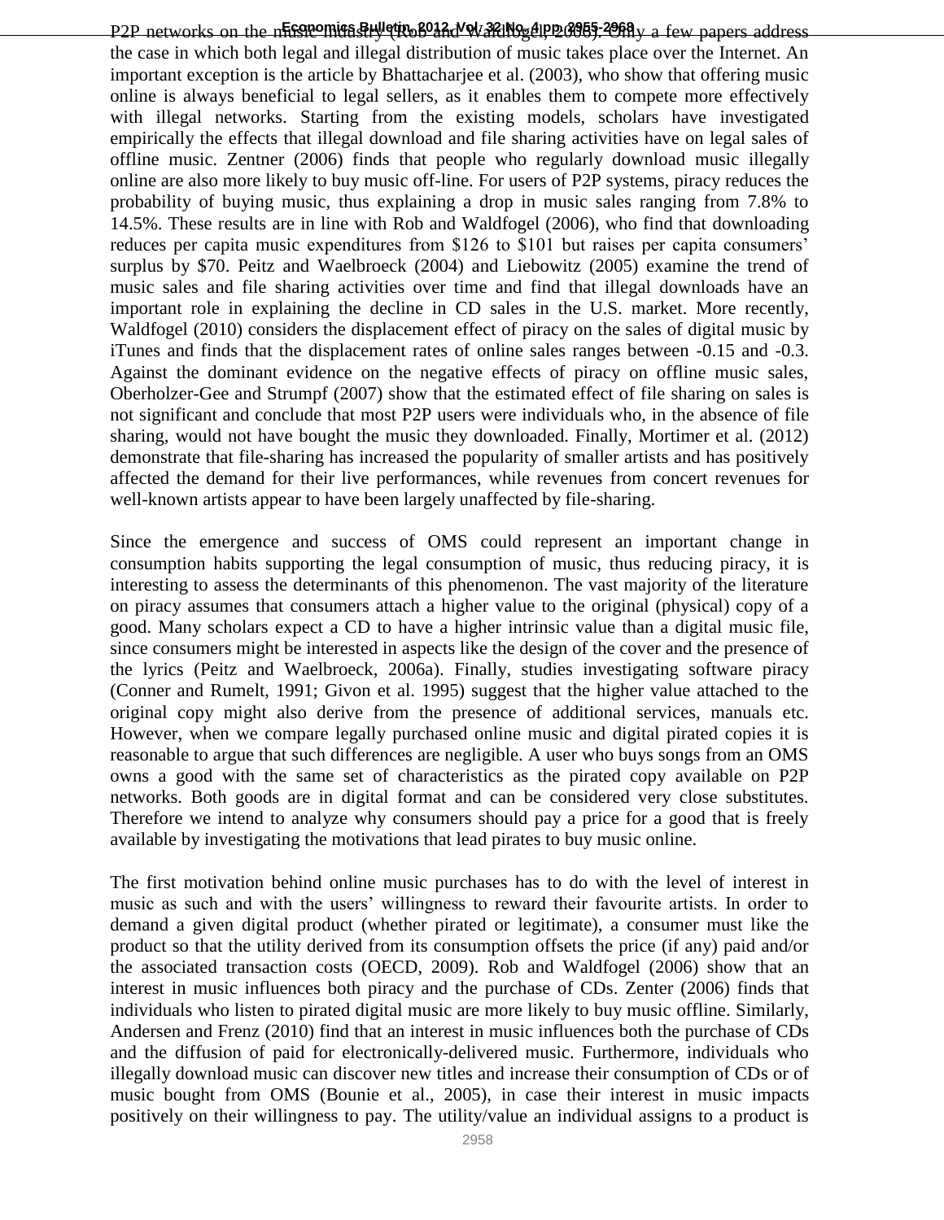P2P networks on the music industry (Rob and Waldfogel, 2006). Only a few papers address the case in which both legal and illegal distribution of music takes place over the Internet. An important exception is the article by Bhattacharjee et al. (2003), who show that offering music online is always beneficial to legal sellers, as it enables them to compete more effectively with illegal networks. Starting from the existing models, scholars have investigated empirically the effects that illegal download and file sharing activities have on legal sales of offline music. Zentner (2006) finds that people who regularly download music illegally online are also more likely to buy music off-line. For users of P2P systems, piracy reduces the probability of buying music, thus explaining a drop in music sales ranging from 7.8% to 14.5%. These results are in line with Rob and Waldfogel (2006), who find that downloading reduces per capita music expenditures from $126 to $101 but raises per capita consumers' surplus by $70. Peitz and Waelbroeck (2004) and Liebowitz (2005) examine the trend of music sales and file sharing activities over time and find that illegal downloads have an important role in explaining the decline in CD sales in the U.S. market. More recently, Waldfogel (2010) considers the displacement effect of piracy on the sales of digital music by iTunes and finds that the displacement rates of online sales ranges between -0.15 and -0.3. Against the dominant evidence on the negative effects of piracy on offline music sales, Oberholzer-Gee and Strumpf (2007) show that the estimated effect of file sharing on sales is not significant and conclude that most P2P users were individuals who, in the absence of file sharing, would not have bought the music they downloaded. Finally, Mortimer et al. (2012) demonstrate that file-sharing has increased the popularity of smaller artists and has positively affected the demand for their live performances, while revenues from concert revenues for well-known artists appear to have been largely unaffected by file-sharing.

Since the emergence and success of OMS could represent an important change in consumption habits supporting the legal consumption of music, thus reducing piracy, it is interesting to assess the determinants of this phenomenon. The vast majority of the literature on piracy assumes that consumers attach a higher value to the original (physical) copy of a good. Many scholars expect a CD to have a higher intrinsic value than a digital music file, since consumers might be interested in aspects like the design of the cover and the presence of the lyrics (Peitz and Waelbroeck, 2006a). Finally, studies investigating software piracy (Conner and Rumelt, 1991; Givon et al. 1995) suggest that the higher value attached to the original copy might also derive from the presence of additional services, manuals etc. However, when we compare legally purchased online music and digital pirated copies it is reasonable to argue that such differences are negligible. A user who buys songs from an OMS owns a good with the same set of characteristics as the pirated copy available on P2P networks. Both goods are in digital format and can be considered very close substitutes. Therefore we intend to analyze why consumers should pay a price for a good that is freely available by investigating the motivations that lead pirates to buy music online.

The first motivation behind online music purchases has to do with the level of interest in music as such and with the users' willingness to reward their favourite artists. In order to demand a given digital product (whether pirated or legitimate), a consumer must like the product so that the utility derived from its consumption offsets the price (if any) paid and/or the associated transaction costs (OECD, 2009). Rob and Waldfogel (2006) show that an interest in music influences both piracy and the purchase of CDs. Zenter (2006) finds that individuals who listen to pirated digital music are more likely to buy music offline. Similarly, Andersen and Frenz (2010) find that an interest in music influences both the purchase of CDs and the diffusion of paid for electronically-delivered music. Furthermore, individuals who illegally download music can discover new titles and increase their consumption of CDs or of music bought from OMS (Bounie et al., 2005), in case their interest in music impacts positively on their willingness to pay. The utility/value an individual assigns to a product is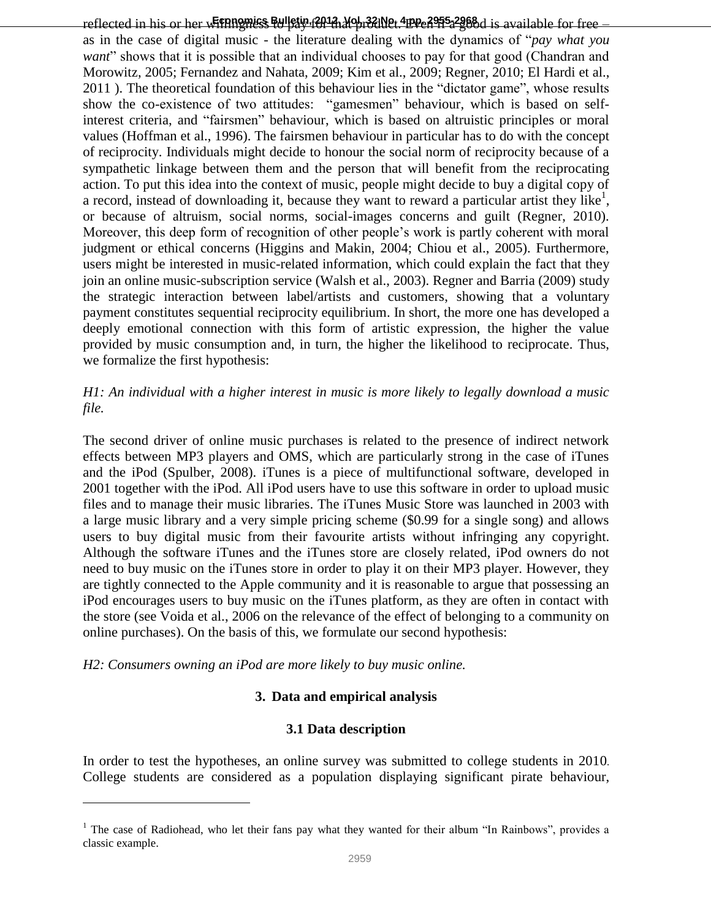reflected in his or her willingness to pay for that product. Even if a good is available for free – as in the case of digital music - the literature dealing with the dynamics of "*pay what you want*" shows that it is possible that an individual chooses to pay for that good (Chandran and Morowitz, 2005; Fernandez and Nahata, 2009; Kim et al., 2009; Regner, 2010; El Hardi et al., 2011 ). The theoretical foundation of this behaviour lies in the "dictator game", whose results show the co-existence of two attitudes: "gamesmen" behaviour, which is based on self-interest criteria, and "fairsmen" behaviour, which is based on altruistic principles or moral values (Hoffman et al., 1996). The fairsmen behaviour in particular has to do with the concept of reciprocity. Individuals might decide to honour the social norm of reciprocity because of a sympathetic linkage between them and the person that will benefit from the reciprocating action. To put this idea into the context of music, people might decide to buy a digital copy of a record, instead of downloading it, because they want to reward a particular artist they like[1], or because of altruism, social norms, social-images concerns and guilt (Regner, 2010). Moreover, this deep form of recognition of other people's work is partly coherent with moral judgment or ethical concerns (Higgins and Makin, 2004; Chiou et al., 2005). Furthermore, users might be interested in music-related information, which could explain the fact that they join an online music-subscription service (Walsh et al., 2003). Regner and Barria (2009) study the strategic interaction between label/artists and customers, showing that a voluntary payment constitutes sequential reciprocity equilibrium. In short, the more one has developed a deeply emotional connection with this form of artistic expression, the higher the value provided by music consumption and, in turn, the higher the likelihood to reciprocate. Thus, we formalize the first hypothesis:

*H1: An individual with a higher interest in music is more likely to legally download a music file.*

The second driver of online music purchases is related to the presence of indirect network effects between MP3 players and OMS, which are particularly strong in the case of iTunes and the iPod (Spulber, 2008). iTunes is a piece of multifunctional software, developed in 2001 together with the iPod. All iPod users have to use this software in order to upload music files and to manage their music libraries. The iTunes Music Store was launched in 2003 with a large music library and a very simple pricing scheme ($0.99 for a single song) and allows users to buy digital music from their favourite artists without infringing any copyright. Although the software iTunes and the iTunes store are closely related, iPod owners do not need to buy music on the iTunes store in order to play it on their MP3 player. However, they are tightly connected to the Apple community and it is reasonable to argue that possessing an iPod encourages users to buy music on the iTunes platform, as they are often in contact with the store (see Voida et al., 2006 on the relevance of the effect of belonging to a community on online purchases). On the basis of this, we formulate our second hypothesis:

*H2: Consumers owning an iPod are more likely to buy music online.*

## 3. Data and empirical analysis

### 3.1 Data description

In order to test the hypotheses, an online survey was submitted to college students in 2010. College students are considered as a population displaying significant pirate behaviour,

[1] The case of Radiohead, who let their fans pay what they wanted for their album "In Rainbows", provides a classic example.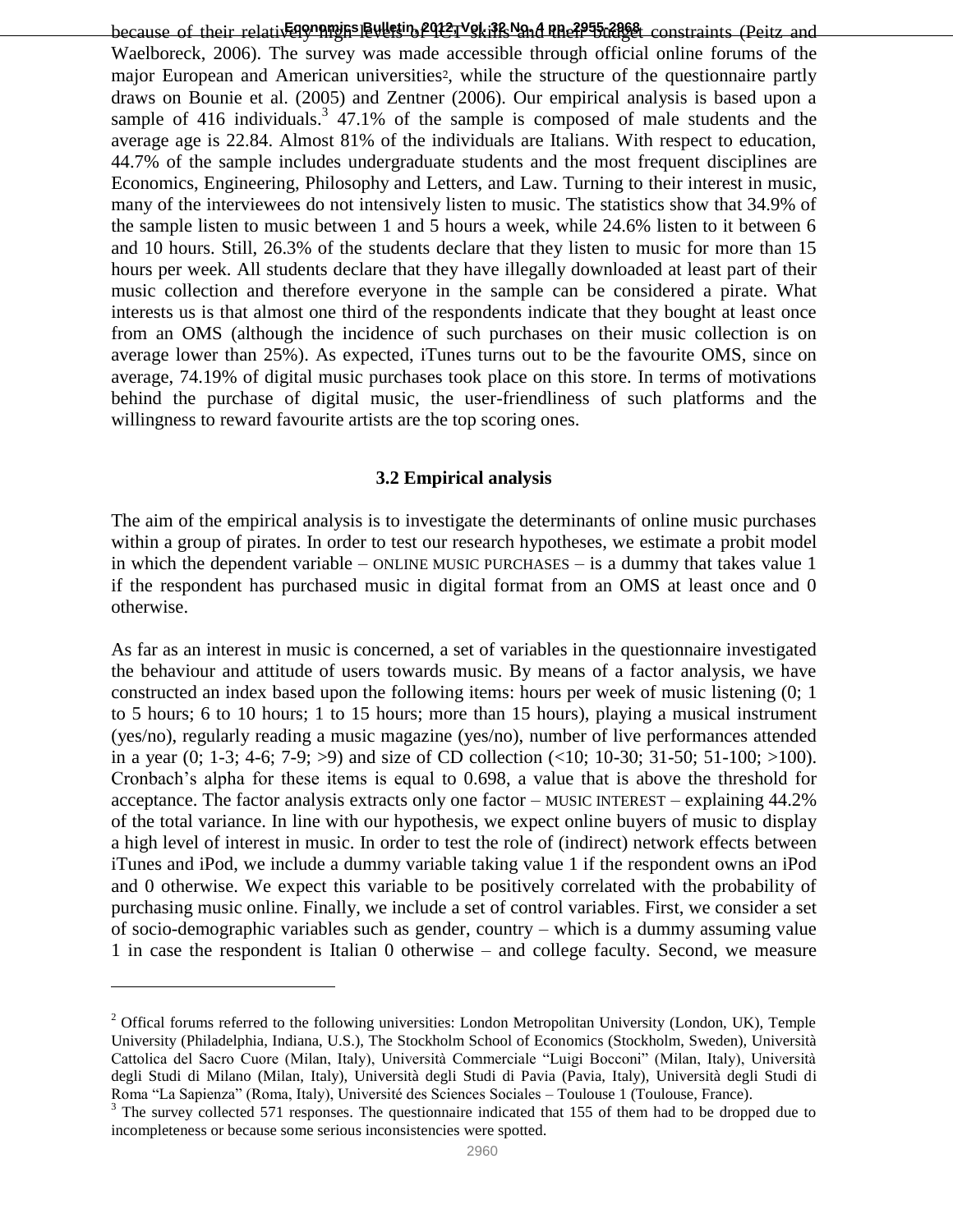because of their relatively high levels of ICT skills and their budget constraints (Peitz and Waelboreck, 2006). The survey was made accessible through official online forums of the major European and American universities[2], while the structure of the questionnaire partly draws on Bounie et al. (2005) and Zentner (2006). Our empirical analysis is based upon a sample of 416 individuals.[3] 47.1% of the sample is composed of male students and the average age is 22.84. Almost 81% of the individuals are Italians. With respect to education, 44.7% of the sample includes undergraduate students and the most frequent disciplines are Economics, Engineering, Philosophy and Letters, and Law. Turning to their interest in music, many of the interviewees do not intensively listen to music. The statistics show that 34.9% of the sample listen to music between 1 and 5 hours a week, while 24.6% listen to it between 6 and 10 hours. Still, 26.3% of the students declare that they listen to music for more than 15 hours per week. All students declare that they have illegally downloaded at least part of their music collection and therefore everyone in the sample can be considered a pirate. What interests us is that almost one third of the respondents indicate that they bought at least once from an OMS (although the incidence of such purchases on their music collection is on average lower than 25%). As expected, iTunes turns out to be the favourite OMS, since on average, 74.19% of digital music purchases took place on this store. In terms of motivations behind the purchase of digital music, the user-friendliness of such platforms and the willingness to reward favourite artists are the top scoring ones.

### 3.2 Empirical analysis

The aim of the empirical analysis is to investigate the determinants of online music purchases within a group of pirates. In order to test our research hypotheses, we estimate a probit model in which the dependent variable – ONLINE MUSIC PURCHASES – is a dummy that takes value 1 if the respondent has purchased music in digital format from an OMS at least once and 0 otherwise.

As far as an interest in music is concerned, a set of variables in the questionnaire investigated the behaviour and attitude of users towards music. By means of a factor analysis, we have constructed an index based upon the following items: hours per week of music listening (0; 1 to 5 hours; 6 to 10 hours; 1 to 15 hours; more than 15 hours), playing a musical instrument (yes/no), regularly reading a music magazine (yes/no), number of live performances attended in a year (0; 1-3; 4-6; 7-9; >9) and size of CD collection (<10; 10-30; 31-50; 51-100; >100). Cronbach's alpha for these items is equal to 0.698, a value that is above the threshold for acceptance. The factor analysis extracts only one factor – MUSIC INTEREST – explaining 44.2% of the total variance. In line with our hypothesis, we expect online buyers of music to display a high level of interest in music. In order to test the role of (indirect) network effects between iTunes and iPod, we include a dummy variable taking value 1 if the respondent owns an iPod and 0 otherwise. We expect this variable to be positively correlated with the probability of purchasing music online. Finally, we include a set of control variables. First, we consider a set of socio-demographic variables such as gender, country – which is a dummy assuming value 1 in case the respondent is Italian 0 otherwise – and college faculty. Second, we measure

---

[2] Offical forums referred to the following universities: London Metropolitan University (London, UK), Temple University (Philadelphia, Indiana, U.S.), The Stockholm School of Economics (Stockholm, Sweden), Università Cattolica del Sacro Cuore (Milan, Italy), Università Commerciale "Luigi Bocconi" (Milan, Italy), Università degli Studi di Milano (Milan, Italy), Università degli Studi di Pavia (Pavia, Italy), Università degli Studi di Roma "La Sapienza" (Roma, Italy), Université des Sciences Sociales – Toulouse 1 (Toulouse, France).

[3] The survey collected 571 responses. The questionnaire indicated that 155 of them had to be dropped due to incompleteness or because some serious inconsistencies were spotted.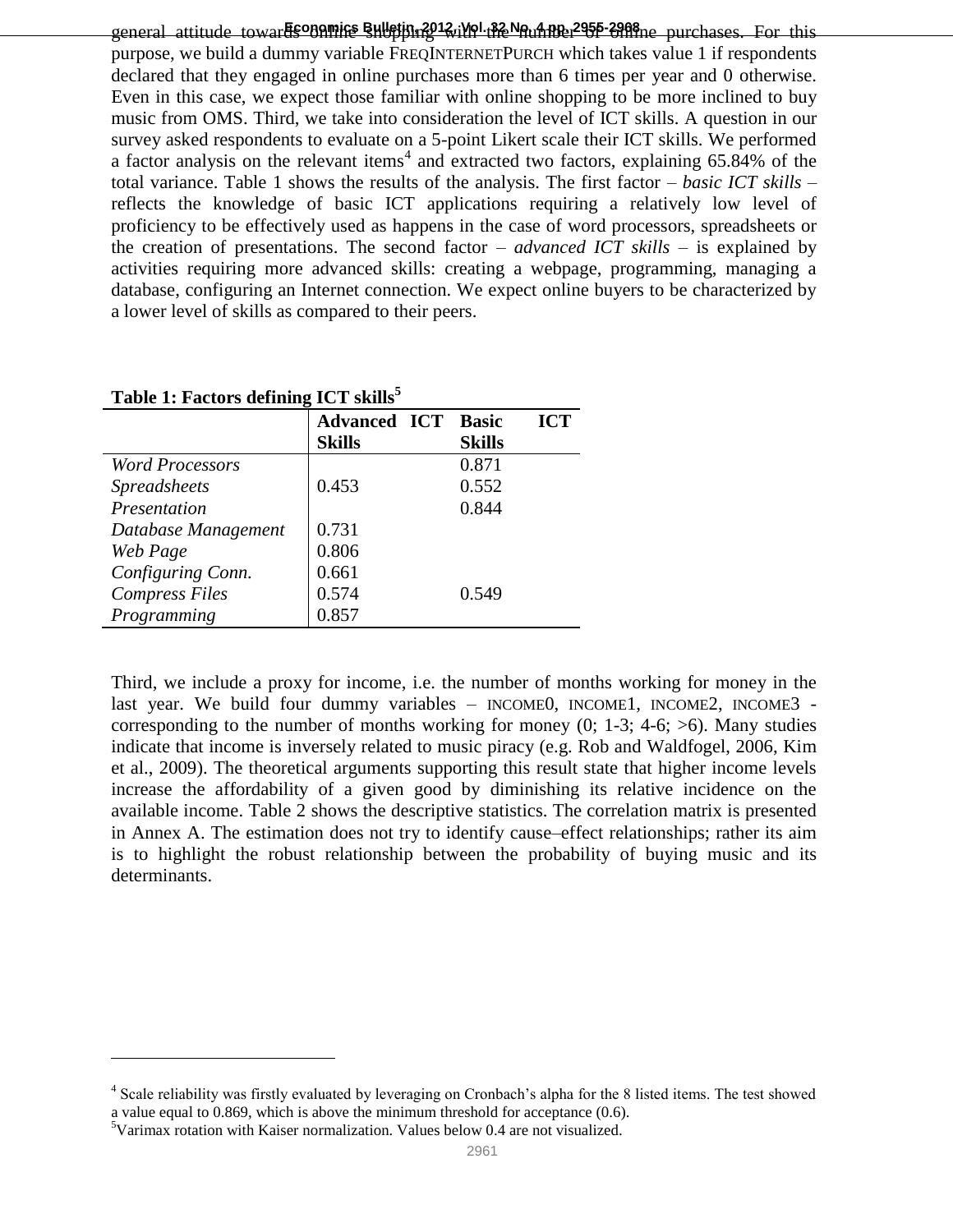general attitude towards online shopping with the number of online purchases. For this purpose, we build a dummy variable FREQINTERNETPURCH which takes value 1 if respondents declared that they engaged in online purchases more than 6 times per year and 0 otherwise. Even in this case, we expect those familiar with online shopping to be more inclined to buy music from OMS. Third, we take into consideration the level of ICT skills. A question in our survey asked respondents to evaluate on a 5-point Likert scale their ICT skills. We performed a factor analysis on the relevant items[4] and extracted two factors, explaining 65.84% of the total variance. Table 1 shows the results of the analysis. The first factor – *basic ICT skills* – reflects the knowledge of basic ICT applications requiring a relatively low level of proficiency to be effectively used as happens in the case of word processors, spreadsheets or the creation of presentations. The second factor – *advanced ICT skills* – is explained by activities requiring more advanced skills: creating a webpage, programming, managing a database, configuring an Internet connection. We expect online buyers to be characterized by a lower level of skills as compared to their peers.

**Table 1: Factors defining ICT skills[5]**

| | **Advanced ICT Skills** | **Basic ICT Skills** |
|---|---|---|
| *Word Processors* | | 0.871 |
| *Spreadsheets* | 0.453 | 0.552 |
| *Presentation* | | 0.844 |
| *Database Management* | 0.731 | |
| *Web Page* | 0.806 | |
| *Configuring Conn.* | 0.661 | |
| *Compress Files* | 0.574 | 0.549 |
| *Programming* | 0.857 | |

Third, we include a proxy for income, i.e. the number of months working for money in the last year. We build four dummy variables – INCOME0, INCOME1, INCOME2, INCOME3 - corresponding to the number of months working for money (0; 1-3; 4-6; >6). Many studies indicate that income is inversely related to music piracy (e.g. Rob and Waldfogel, 2006, Kim et al., 2009). The theoretical arguments supporting this result state that higher income levels increase the affordability of a given good by diminishing its relative incidence on the available income. Table 2 shows the descriptive statistics. The correlation matrix is presented in Annex A. The estimation does not try to identify cause–effect relationships; rather its aim is to highlight the robust relationship between the probability of buying music and its determinants.

---

[4] Scale reliability was firstly evaluated by leveraging on Cronbach's alpha for the 8 listed items. The test showed a value equal to 0.869, which is above the minimum threshold for acceptance (0.6).

[5] Varimax rotation with Kaiser normalization. Values below 0.4 are not visualized.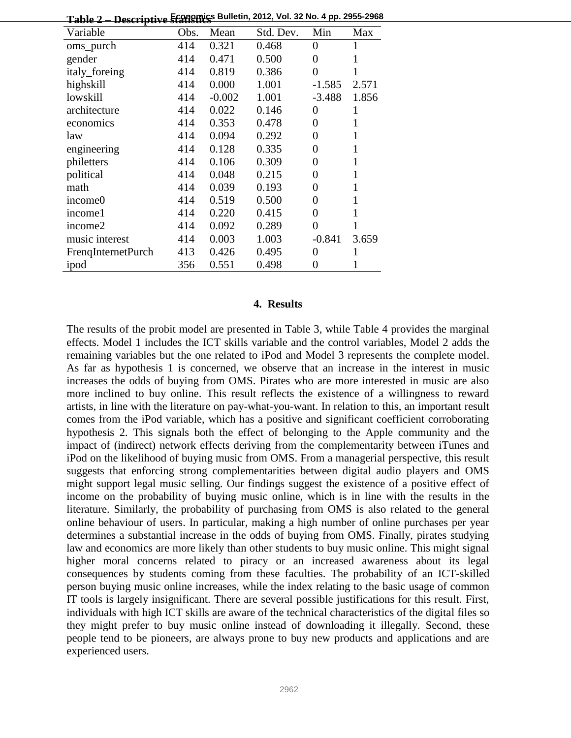**Table 2 – Descriptive statistics**

| Variable | Obs. | Mean | Std. Dev. | Min | Max |
|---|---|---|---|---|---|
| oms_purch | 414 | 0.321 | 0.468 | 0 | 1 |
| gender | 414 | 0.471 | 0.500 | 0 | 1 |
| italy_foreing | 414 | 0.819 | 0.386 | 0 | 1 |
| highskill | 414 | 0.000 | 1.001 | -1.585 | 2.571 |
| lowskill | 414 | -0.002 | 1.001 | -3.488 | 1.856 |
| architecture | 414 | 0.022 | 0.146 | 0 | 1 |
| economics | 414 | 0.353 | 0.478 | 0 | 1 |
| law | 414 | 0.094 | 0.292 | 0 | 1 |
| engineering | 414 | 0.128 | 0.335 | 0 | 1 |
| philetters | 414 | 0.106 | 0.309 | 0 | 1 |
| political | 414 | 0.048 | 0.215 | 0 | 1 |
| math | 414 | 0.039 | 0.193 | 0 | 1 |
| income0 | 414 | 0.519 | 0.500 | 0 | 1 |
| income1 | 414 | 0.220 | 0.415 | 0 | 1 |
| income2 | 414 | 0.092 | 0.289 | 0 | 1 |
| music interest | 414 | 0.003 | 1.003 | -0.841 | 3.659 |
| FrenqInternetPurch | 413 | 0.426 | 0.495 | 0 | 1 |
| ipod | 356 | 0.551 | 0.498 | 0 | 1 |

## 4. Results

The results of the probit model are presented in Table 3, while Table 4 provides the marginal effects. Model 1 includes the ICT skills variable and the control variables, Model 2 adds the remaining variables but the one related to iPod and Model 3 represents the complete model. As far as hypothesis 1 is concerned, we observe that an increase in the interest in music increases the odds of buying from OMS. Pirates who are more interested in music are also more inclined to buy online. This result reflects the existence of a willingness to reward artists, in line with the literature on pay-what-you-want. In relation to this, an important result comes from the iPod variable, which has a positive and significant coefficient corroborating hypothesis 2. This signals both the effect of belonging to the Apple community and the impact of (indirect) network effects deriving from the complementarity between iTunes and iPod on the likelihood of buying music from OMS. From a managerial perspective, this result suggests that enforcing strong complementarities between digital audio players and OMS might support legal music selling. Our findings suggest the existence of a positive effect of income on the probability of buying music online, which is in line with the results in the literature. Similarly, the probability of purchasing from OMS is also related to the general online behaviour of users. In particular, making a high number of online purchases per year determines a substantial increase in the odds of buying from OMS. Finally, pirates studying law and economics are more likely than other students to buy music online. This might signal higher moral concerns related to piracy or an increased awareness about its legal consequences by students coming from these faculties. The probability of an ICT-skilled person buying music online increases, while the index relating to the basic usage of common IT tools is largely insignificant. There are several possible justifications for this result. First, individuals with high ICT skills are aware of the technical characteristics of the digital files so they might prefer to buy music online instead of downloading it illegally. Second, these people tend to be pioneers, are always prone to buy new products and applications and are experienced users.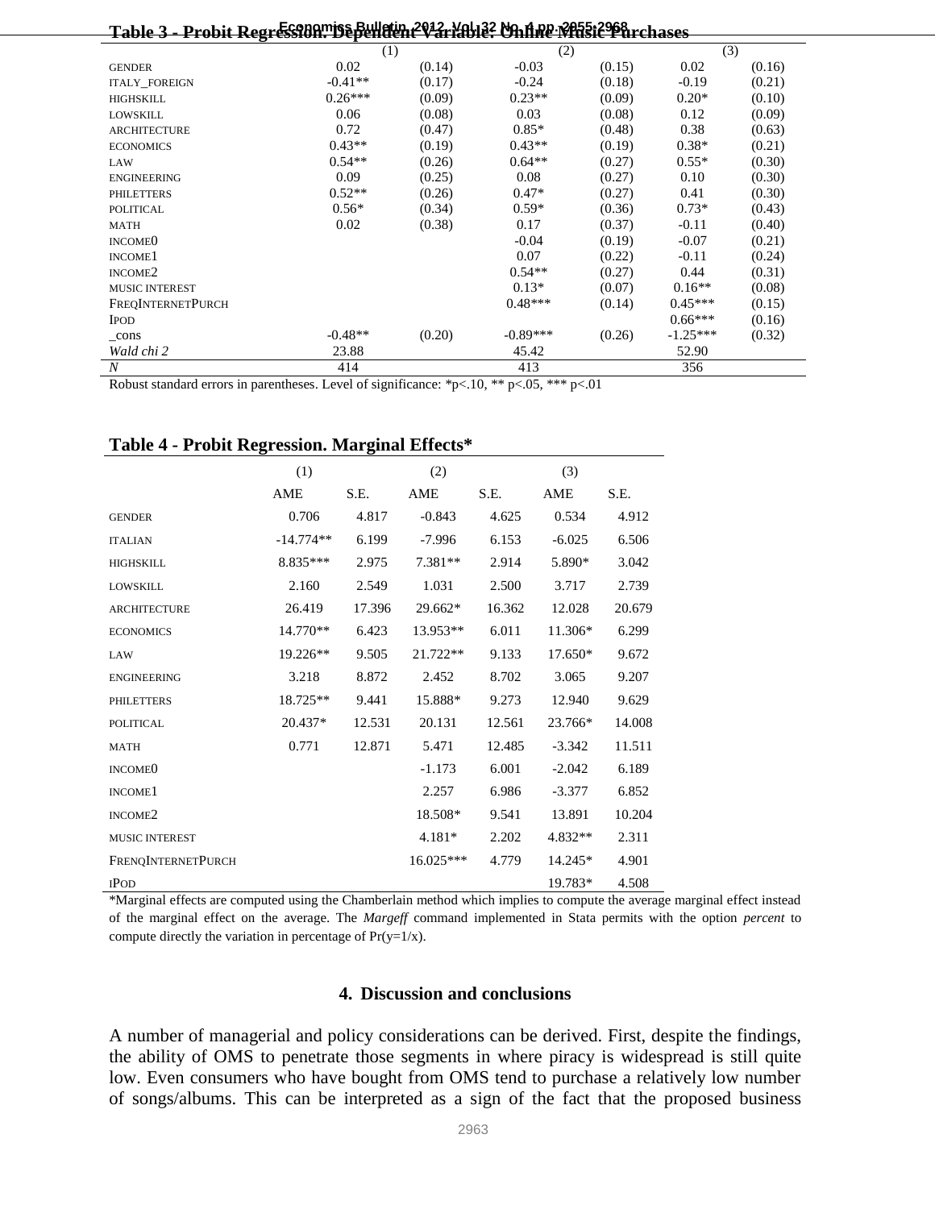**Table 3 - Probit Regression. Dependent Variable: Online Music Purchases**

| | (1) | | (2) | | (3) | |
|---|---|---|---|---|---|---|
| GENDER | 0.02 | (0.14) | -0.03 | (0.15) | 0.02 | (0.16) |
| ITALY_FOREIGN | -0.41** | (0.17) | -0.24 | (0.18) | -0.19 | (0.21) |
| HIGHSKILL | 0.26*** | (0.09) | 0.23** | (0.08) | 0.20* | (0.10) |
| LOWSKILL | 0.06 | (0.08) | 0.03 | (0.08) | 0.12 | (0.09) |
| ARCHITECTURE | 0.72 | (0.47) | 0.85* | (0.48) | 0.38 | (0.63) |
| ECONOMICS | 0.43** | (0.19) | 0.43** | (0.19) | 0.38* | (0.21) |
| LAW | 0.54** | (0.26) | 0.64** | (0.27) | 0.55* | (0.30) |
| ENGINEERING | 0.09 | (0.25) | 0.08 | (0.27) | 0.10 | (0.30) |
| PHILETTERS | 0.52** | (0.26) | 0.47* | (0.27) | 0.41 | (0.30) |
| POLITICAL | 0.56* | (0.34) | 0.59* | (0.36) | 0.73* | (0.43) |
| MATH | 0.02 | (0.38) | 0.17 | (0.37) | -0.11 | (0.40) |
| INCOME0 | | | -0.04 | (0.19) | -0.07 | (0.21) |
| INCOME1 | | | 0.07 | (0.22) | -0.11 | (0.24) |
| INCOME2 | | | 0.54** | (0.27) | 0.44 | (0.31) |
| MUSIC INTEREST | | | 0.13* | (0.07) | 0.16** | (0.08) |
| FREQINTERNETPURCH | | | 0.48*** | (0.14) | 0.45*** | (0.15) |
| IPOD | | | | | 0.66*** | (0.16) |
| _cons | -0.48** | (0.20) | -0.89*** | (0.26) | -1.25*** | (0.32) |
| *Wald chi 2* | 23.88 | | 45.42 | | 52.90 | |
| *N* | 414 | | 413 | | 356 | |

Robust standard errors in parentheses. Level of significance: *p<.10, ** p<.05, *** p<.01

**Table 4 - Probit Regression. Marginal Effects***

| | (1) | | (2) | | (3) | |
|---|---|---|---|---|---|---|
| | AME | S.E. | AME | S.E. | AME | S.E. |
| GENDER | 0.706 | 4.817 | -0.843 | 4.625 | 0.534 | 4.912 |
| ITALIAN | -14.774** | 6.199 | -7.996 | 6.153 | -6.025 | 6.506 |
| HIGHSKILL | 8.835*** | 2.975 | 7.381** | 2.914 | 5.890* | 3.042 |
| LOWSKILL | 2.160 | 2.549 | 1.031 | 2.500 | 3.717 | 2.739 |
| ARCHITECTURE | 26.419 | 17.396 | 29.662* | 16.362 | 12.028 | 20.679 |
| ECONOMICS | 14.770** | 6.423 | 13.953** | 6.011 | 11.306* | 6.299 |
| LAW | 19.226** | 9.505 | 21.722** | 9.133 | 17.650* | 9.672 |
| ENGINEERING | 3.218 | 8.872 | 2.452 | 8.702 | 3.065 | 9.207 |
| PHILETTERS | 18.725** | 9.441 | 15.888* | 9.273 | 12.940 | 9.629 |
| POLITICAL | 20.437* | 12.531 | 20.131 | 12.561 | 23.766* | 14.008 |
| MATH | 0.771 | 12.871 | 5.471 | 12.485 | -3.342 | 11.511 |
| INCOME0 | | | -1.173 | 6.001 | -2.042 | 6.189 |
| INCOME1 | | | 2.257 | 6.986 | -3.377 | 6.852 |
| INCOME2 | | | 18.508* | 9.541 | 13.891 | 10.204 |
| MUSIC INTEREST | | | 4.181* | 2.202 | 4.832** | 2.311 |
| FRENQINTERNETPURCH | | | 16.025*** | 4.779 | 14.245* | 4.901 |
| IPOD | | | | | 19.783* | 4.508 |

*Marginal effects are computed using the Chamberlain method which implies to compute the average marginal effect instead of the marginal effect on the average. The *Margeff* command implemented in Stata permits with the option *percent* to compute directly the variation in percentage of Pr(y=1/x).

## 4. Discussion and conclusions

A number of managerial and policy considerations can be derived. First, despite the findings, the ability of OMS to penetrate those segments in where piracy is widespread is still quite low. Even consumers who have bought from OMS tend to purchase a relatively low number of songs/albums. This can be interpreted as a sign of the fact that the proposed business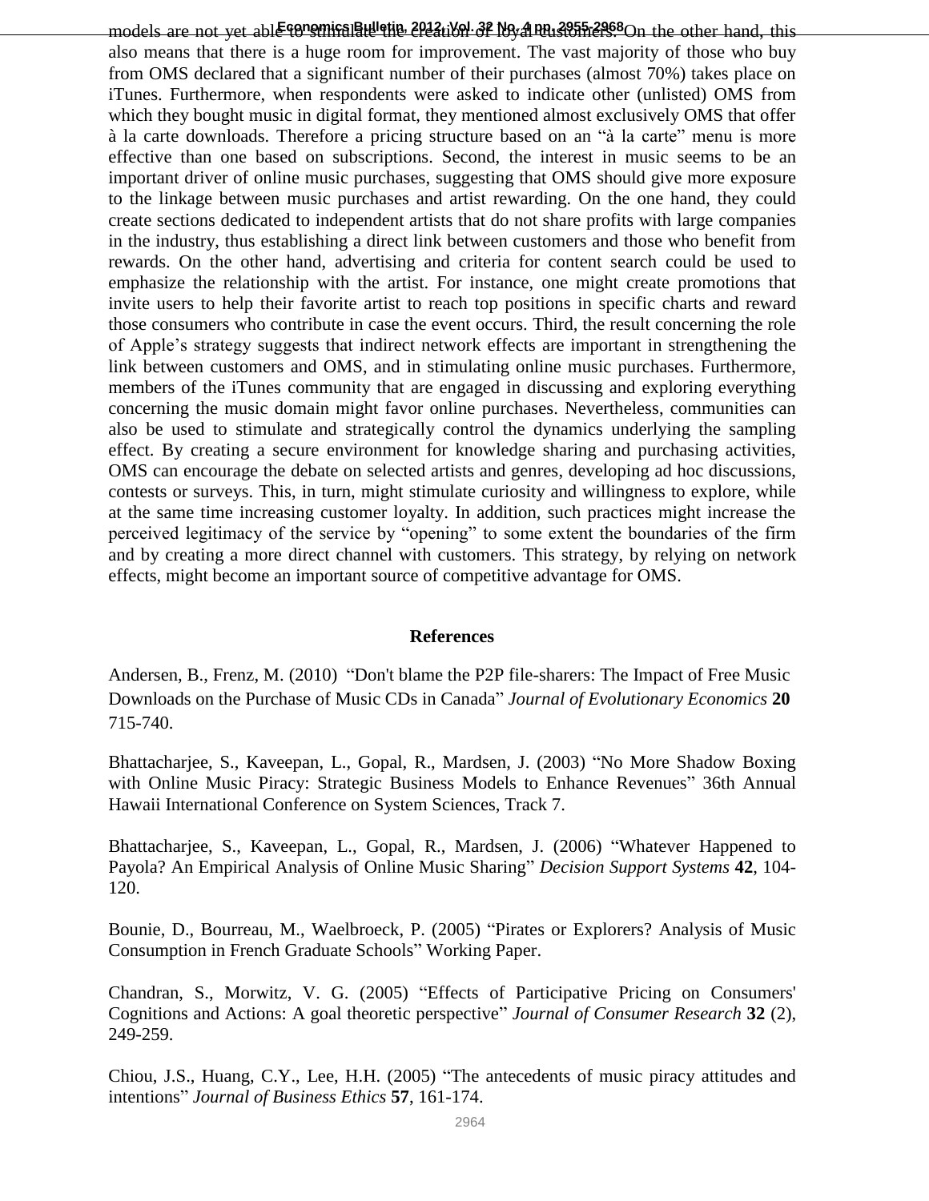models are not yet able to stimulate the creation of loyal customers. On the other hand, this also means that there is a huge room for improvement. The vast majority of those who buy from OMS declared that a significant number of their purchases (almost 70%) takes place on iTunes. Furthermore, when respondents were asked to indicate other (unlisted) OMS from which they bought music in digital format, they mentioned almost exclusively OMS that offer à la carte downloads. Therefore a pricing structure based on an "à la carte" menu is more effective than one based on subscriptions. Second, the interest in music seems to be an important driver of online music purchases, suggesting that OMS should give more exposure to the linkage between music purchases and artist rewarding. On the one hand, they could create sections dedicated to independent artists that do not share profits with large companies in the industry, thus establishing a direct link between customers and those who benefit from rewards. On the other hand, advertising and criteria for content search could be used to emphasize the relationship with the artist. For instance, one might create promotions that invite users to help their favorite artist to reach top positions in specific charts and reward those consumers who contribute in case the event occurs. Third, the result concerning the role of Apple's strategy suggests that indirect network effects are important in strengthening the link between customers and OMS, and in stimulating online music purchases. Furthermore, members of the iTunes community that are engaged in discussing and exploring everything concerning the music domain might favor online purchases. Nevertheless, communities can also be used to stimulate and strategically control the dynamics underlying the sampling effect. By creating a secure environment for knowledge sharing and purchasing activities, OMS can encourage the debate on selected artists and genres, developing ad hoc discussions, contests or surveys. This, in turn, might stimulate curiosity and willingness to explore, while at the same time increasing customer loyalty. In addition, such practices might increase the perceived legitimacy of the service by "opening" to some extent the boundaries of the firm and by creating a more direct channel with customers. This strategy, by relying on network effects, might become an important source of competitive advantage for OMS.

## References

Andersen, B., Frenz, M. (2010) "Don't blame the P2P file-sharers: The Impact of Free Music Downloads on the Purchase of Music CDs in Canada" *Journal of Evolutionary Economics* **20** 715-740.

Bhattacharjee, S., Kaveepan, L., Gopal, R., Mardsen, J. (2003) "No More Shadow Boxing with Online Music Piracy: Strategic Business Models to Enhance Revenues" 36th Annual Hawaii International Conference on System Sciences, Track 7.

Bhattacharjee, S., Kaveepan, L., Gopal, R., Mardsen, J. (2006) "Whatever Happened to Payola? An Empirical Analysis of Online Music Sharing" *Decision Support Systems* **42**, 104-120.

Bounie, D., Bourreau, M., Waelbroeck, P. (2005) "Pirates or Explorers? Analysis of Music Consumption in French Graduate Schools" Working Paper.

Chandran, S., Morwitz, V. G. (2005) "Effects of Participative Pricing on Consumers' Cognitions and Actions: A goal theoretic perspective" *Journal of Consumer Research* **32** (2), 249-259.

Chiou, J.S., Huang, C.Y., Lee, H.H. (2005) "The antecedents of music piracy attitudes and intentions" *Journal of Business Ethics* **57**, 161-174.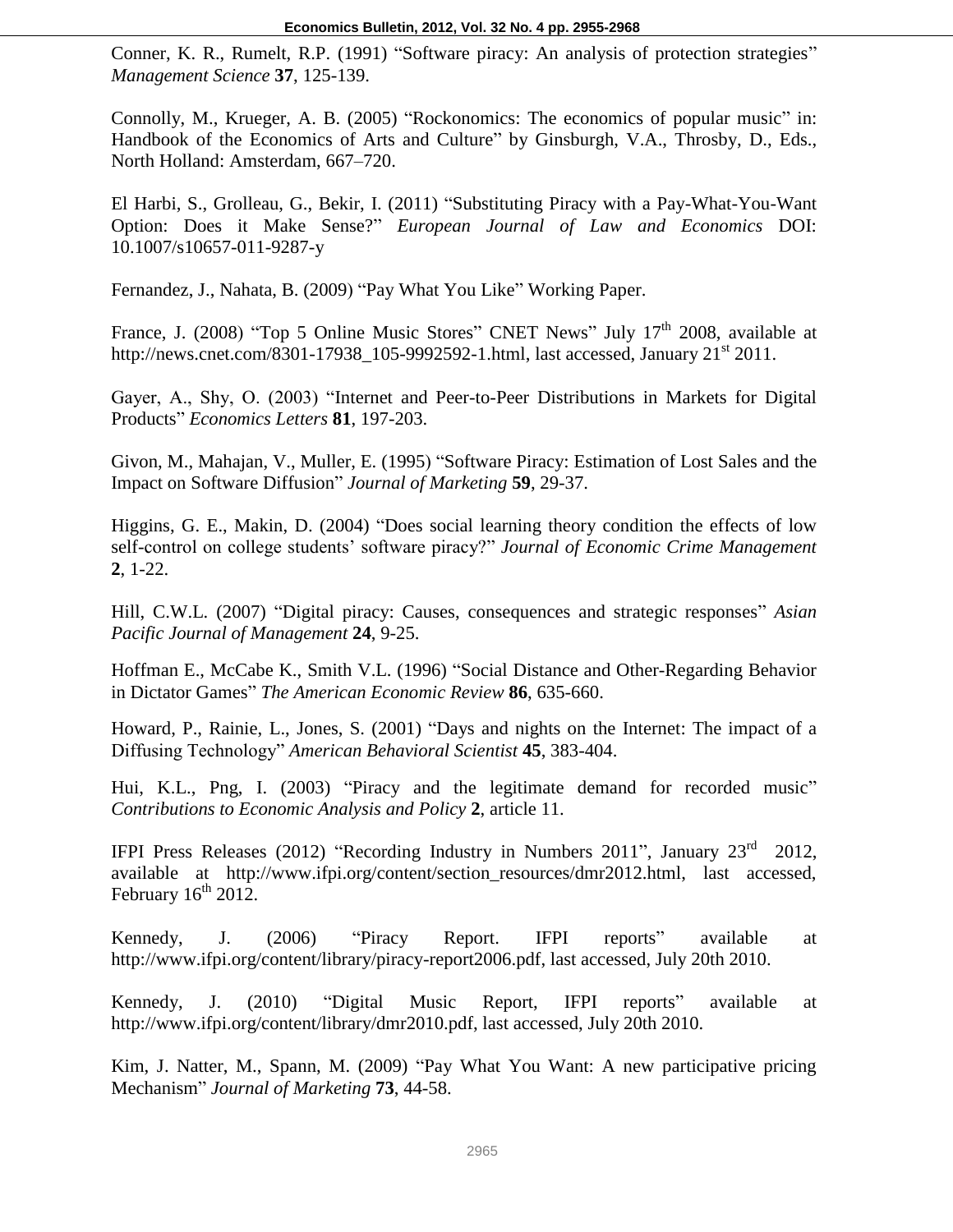Conner, K. R., Rumelt, R.P. (1991) "Software piracy: An analysis of protection strategies" *Management Science* **37**, 125-139.

Connolly, M., Krueger, A. B. (2005) "Rockonomics: The economics of popular music" in: Handbook of the Economics of Arts and Culture" by Ginsburgh, V.A., Throsby, D., Eds., North Holland: Amsterdam, 667–720.

El Harbi, S., Grolleau, G., Bekir, I. (2011) "Substituting Piracy with a Pay-What-You-Want Option: Does it Make Sense?" *European Journal of Law and Economics* DOI: 10.1007/s10657-011-9287-y

Fernandez, J., Nahata, B. (2009) "Pay What You Like" Working Paper.

France, J. (2008) "Top 5 Online Music Stores" CNET News" July 17th 2008, available at http://news.cnet.com/8301-17938_105-9992592-1.html, last accessed, January 21st 2011.

Gayer, A., Shy, O. (2003) "Internet and Peer-to-Peer Distributions in Markets for Digital Products" *Economics Letters* **81**, 197-203.

Givon, M., Mahajan, V., Muller, E. (1995) "Software Piracy: Estimation of Lost Sales and the Impact on Software Diffusion" *Journal of Marketing* **59**, 29-37.

Higgins, G. E., Makin, D. (2004) "Does social learning theory condition the effects of low self-control on college students' software piracy?" *Journal of Economic Crime Management* **2**, 1-22.

Hill, C.W.L. (2007) "Digital piracy: Causes, consequences and strategic responses" *Asian Pacific Journal of Management* **24**, 9-25.

Hoffman E., McCabe K., Smith V.L. (1996) "Social Distance and Other-Regarding Behavior in Dictator Games" *The American Economic Review* **86**, 635-660.

Howard, P., Rainie, L., Jones, S. (2001) "Days and nights on the Internet: The impact of a Diffusing Technology" *American Behavioral Scientist* **45**, 383-404.

Hui, K.L., Png, I. (2003) "Piracy and the legitimate demand for recorded music" *Contributions to Economic Analysis and Policy* **2**, article 11.

IFPI Press Releases (2012) "Recording Industry in Numbers 2011", January 23rd 2012, available at http://www.ifpi.org/content/section_resources/dmr2012.html, last accessed, February 16th 2012.

Kennedy, J. (2006) "Piracy Report. IFPI reports" available at http://www.ifpi.org/content/library/piracy-report2006.pdf, last accessed, July 20th 2010.

Kennedy, J. (2010) "Digital Music Report, IFPI reports" available at http://www.ifpi.org/content/library/dmr2010.pdf, last accessed, July 20th 2010.

Kim, J. Natter, M., Spann, M. (2009) "Pay What You Want: A new participative pricing Mechanism" *Journal of Marketing* **73**, 44-58.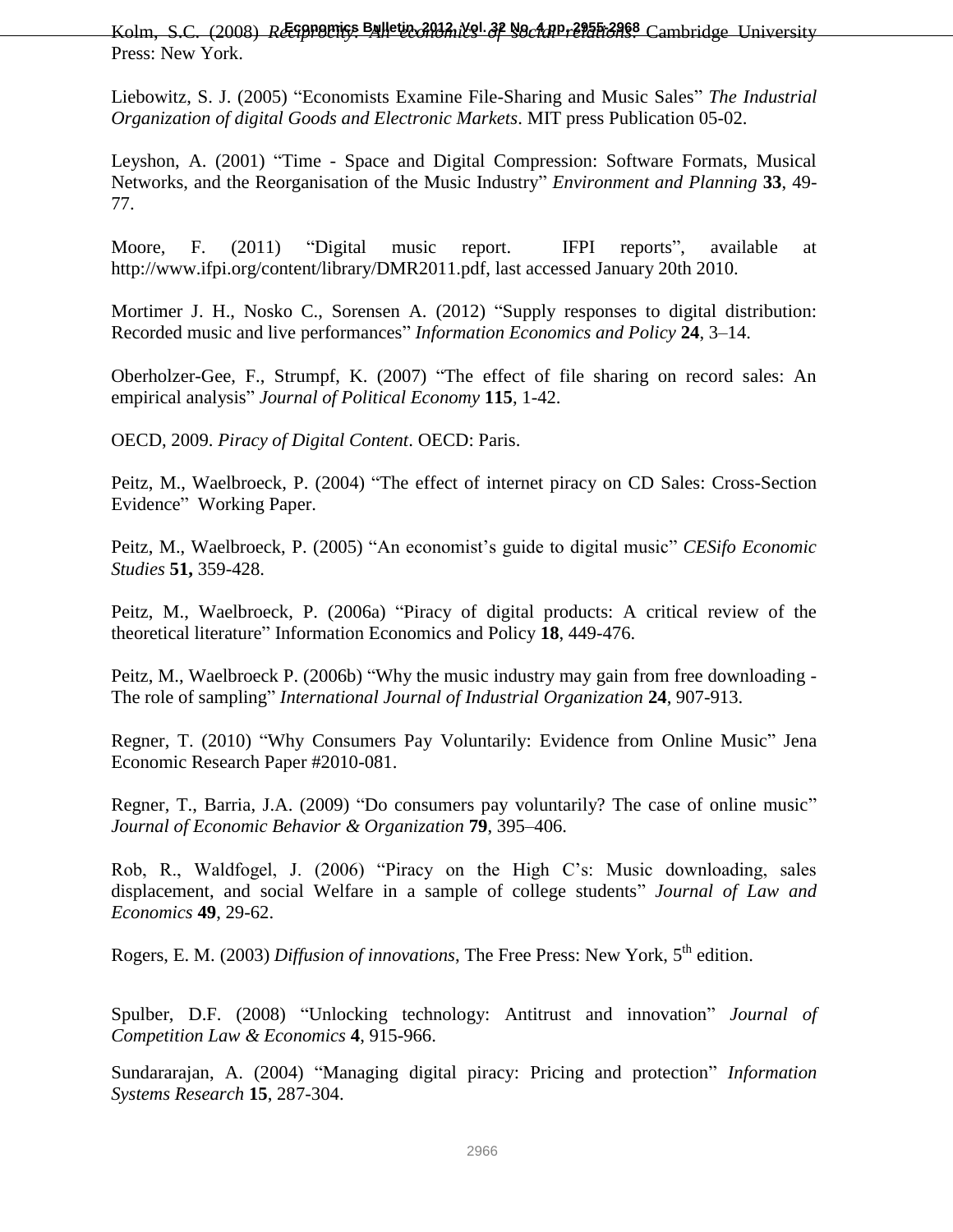Kolm, S.C. (2008) *Reciprocity: An economics of social relations*. Cambridge University Press: New York.

Liebowitz, S. J. (2005) "Economists Examine File-Sharing and Music Sales" *The Industrial Organization of digital Goods and Electronic Markets*. MIT press Publication 05-02.

Leyshon, A. (2001) "Time - Space and Digital Compression: Software Formats, Musical Networks, and the Reorganisation of the Music Industry" *Environment and Planning* **33**, 49-77.

Moore, F. (2011) "Digital music report. IFPI reports", available at http://www.ifpi.org/content/library/DMR2011.pdf, last accessed January 20th 2010.

Mortimer J. H., Nosko C., Sorensen A. (2012) "Supply responses to digital distribution: Recorded music and live performances" *Information Economics and Policy* **24**, 3–14.

Oberholzer-Gee, F., Strumpf, K. (2007) "The effect of file sharing on record sales: An empirical analysis" *Journal of Political Economy* **115**, 1-42.

OECD, 2009. *Piracy of Digital Content*. OECD: Paris.

Peitz, M., Waelbroeck, P. (2004) "The effect of internet piracy on CD Sales: Cross-Section Evidence" Working Paper.

Peitz, M., Waelbroeck, P. (2005) "An economist's guide to digital music" *CESifo Economic Studies* **51,** 359-428.

Peitz, M., Waelbroeck, P. (2006a) "Piracy of digital products: A critical review of the theoretical literature" Information Economics and Policy **18**, 449-476.

Peitz, M., Waelbroeck P. (2006b) "Why the music industry may gain from free downloading - The role of sampling" *International Journal of Industrial Organization* **24**, 907-913.

Regner, T. (2010) "Why Consumers Pay Voluntarily: Evidence from Online Music" Jena Economic Research Paper #2010-081.

Regner, T., Barria, J.A. (2009) "Do consumers pay voluntarily? The case of online music" *Journal of Economic Behavior & Organization* **79**, 395–406.

Rob, R., Waldfogel, J. (2006) "Piracy on the High C's: Music downloading, sales displacement, and social Welfare in a sample of college students" *Journal of Law and Economics* **49**, 29-62.

Rogers, E. M. (2003) *Diffusion of innovations*, The Free Press: New York, 5th edition.

Spulber, D.F. (2008) "Unlocking technology: Antitrust and innovation" *Journal of Competition Law & Economics* **4**, 915-966.

Sundararajan, A. (2004) "Managing digital piracy: Pricing and protection" *Information Systems Research* **15**, 287-304.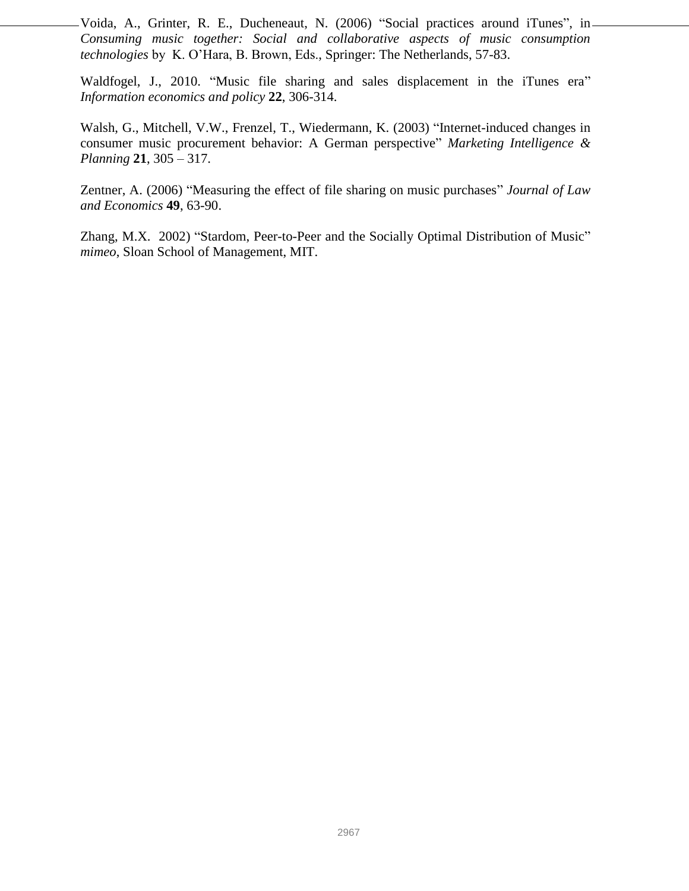Voida, A., Grinter, R. E., Ducheneaut, N. (2006) "Social practices around iTunes", in *Consuming music together: Social and collaborative aspects of music consumption technologies* by K. O'Hara, B. Brown, Eds., Springer: The Netherlands, 57-83.

Waldfogel, J., 2010. "Music file sharing and sales displacement in the iTunes era" *Information economics and policy* **22**, 306-314.

Walsh, G., Mitchell, V.W., Frenzel, T., Wiedermann, K. (2003) "Internet-induced changes in consumer music procurement behavior: A German perspective" *Marketing Intelligence & Planning* **21**, 305 – 317.

Zentner, A. (2006) "Measuring the effect of file sharing on music purchases" *Journal of Law and Economics* **49**, 63-90.

Zhang, M.X. 2002) "Stardom, Peer-to-Peer and the Socially Optimal Distribution of Music" *mimeo*, Sloan School of Management, MIT.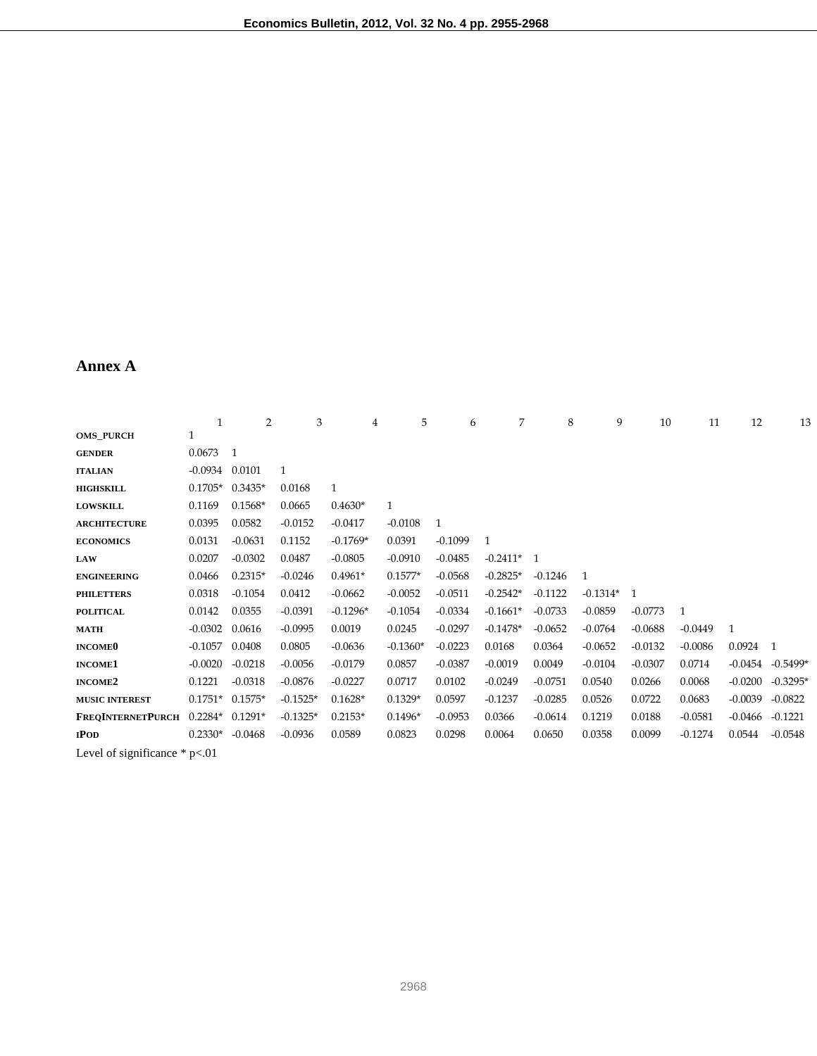## Annex A

| | 1 | 2 | 3 | 4 | 5 | 6 | 7 | 8 | 9 | 10 | 11 | 12 | 13 |
|---|---|---|---|---|---|---|---|---|---|---|---|---|---|
| **OMS_PURCH** | 1 | | | | | | | | | | | | |
| **GENDER** | 0.0673 | 1 | | | | | | | | | | | |
| **ITALIAN** | -0.0934 | 0.0101 | 1 | | | | | | | | | | |
| **HIGHSKILL** | 0.1705* | 0.3435* | 0.0168 | 1 | | | | | | | | | |
| **LOWSKILL** | 0.1169 | 0.1568* | 0.0665 | 0.4630* | 1 | | | | | | | | |
| **ARCHITECTURE** | 0.0395 | 0.0582 | -0.0152 | -0.0417 | -0.0108 | 1 | | | | | | | |
| **ECONOMICS** | 0.0131 | -0.0631 | 0.1152 | -0.1769* | 0.0391 | -0.1099 | 1 | | | | | | |
| **LAW** | 0.0207 | -0.0302 | 0.0487 | -0.0805 | -0.0910 | -0.0485 | -0.2411* | 1 | | | | | |
| **ENGINEERING** | 0.0466 | 0.2315* | -0.0246 | 0.4961* | 0.1577* | -0.0568 | -0.2825* | -0.1246 | 1 | | | | |
| **PHILETTERS** | 0.0318 | -0.1054 | 0.0412 | -0.0662 | -0.0052 | -0.0511 | -0.2542* | -0.1122 | -0.1314* | 1 | | | |
| **POLITICAL** | 0.0142 | 0.0355 | -0.0391 | -0.1296* | -0.1054 | -0.0334 | -0.1661* | -0.0733 | -0.0859 | -0.0773 | 1 | | |
| **MATH** | -0.0302 | 0.0616 | -0.0995 | 0.0019 | 0.0245 | -0.0297 | -0.1478* | -0.0652 | -0.0764 | -0.0688 | -0.0449 | 1 | |
| **INCOME0** | -0.1057 | 0.0408 | 0.0805 | -0.0636 | -0.1360* | -0.0223 | 0.0168 | 0.0364 | -0.0652 | -0.0132 | -0.0086 | 0.0924 | 1 |
| **INCOME1** | -0.0020 | -0.0218 | -0.0056 | -0.0179 | 0.0857 | -0.0387 | -0.0019 | 0.0049 | -0.0104 | -0.0307 | 0.0714 | -0.0454 | -0.5499* |
| **INCOME2** | 0.1221 | -0.0318 | -0.0876 | -0.0227 | 0.0717 | 0.0102 | -0.0249 | -0.0751 | 0.0540 | 0.0266 | 0.0068 | -0.0200 | -0.3295* |
| **MUSIC INTEREST** | 0.1751* | 0.1575* | -0.1525* | 0.1628* | 0.1329* | 0.0597 | -0.1237 | -0.0285 | 0.0526 | 0.0722 | 0.0683 | -0.0039 | -0.0822 |
| **FREQINTERNETPURCH** | 0.2284* | 0.1291* | -0.1325* | 0.2153* | 0.1496* | -0.0953 | 0.0366 | -0.0614 | 0.1219 | 0.0188 | -0.0581 | -0.0466 | -0.1221 |
| **IPOD** | 0.2330* | -0.0468 | -0.0936 | 0.0589 | 0.0823 | 0.0298 | 0.0064 | 0.0650 | 0.0358 | 0.0099 | -0.1274 | 0.0544 | -0.0548 |

Level of significance * p<.01